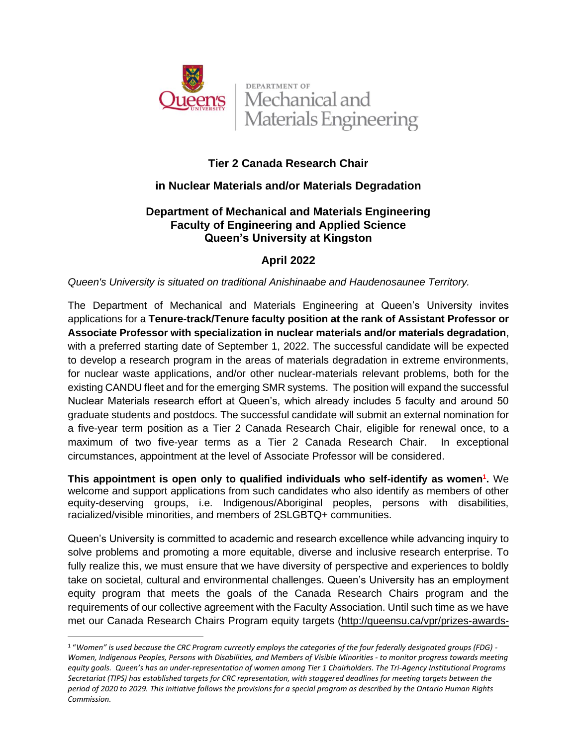DEPARTMENT OF
Mechanical and
Materials Engineering

# Tier 2 Canada Research Chair

## in Nuclear Materials and/or Materials Degradation

### Department of Mechanical and Materials Engineering
### Faculty of Engineering and Applied Science
### Queen's University at Kingston

### April 2022

*Queen's University is situated on traditional Anishinaabe and Haudenosaunee Territory.*

The Department of Mechanical and Materials Engineering at Queen's University invites applications for a **Tenure-track/Tenure faculty position at the rank of Assistant Professor or Associate Professor with specialization in nuclear materials and/or materials degradation**, with a preferred starting date of September 1, 2022. The successful candidate will be expected to develop a research program in the areas of materials degradation in extreme environments, for nuclear waste applications, and/or other nuclear-materials relevant problems, both for the existing CANDU fleet and for the emerging SMR systems. The position will expand the successful Nuclear Materials research effort at Queen's, which already includes 5 faculty and around 50 graduate students and postdocs. The successful candidate will submit an external nomination for a five-year term position as a Tier 2 Canada Research Chair, eligible for renewal once, to a maximum of two five-year terms as a Tier 2 Canada Research Chair. In exceptional circumstances, appointment at the level of Associate Professor will be considered.

**This appointment is open only to qualified individuals who self-identify as women[1].** We welcome and support applications from such candidates who also identify as members of other equity-deserving groups, i.e. Indigenous/Aboriginal peoples, persons with disabilities, racialized/visible minorities, and members of 2SLGBTQ+ communities.

Queen's University is committed to academic and research excellence while advancing inquiry to solve problems and promoting a more equitable, diverse and inclusive research enterprise. To fully realize this, we must ensure that we have diversity of perspective and experiences to boldly take on societal, cultural and environmental challenges. Queen's University has an employment equity program that meets the goals of the Canada Research Chairs program and the requirements of our collective agreement with the Faculty Association. Until such time as we have met our Canada Research Chairs Program equity targets (http://queensu.ca/vpr/prizes-awards-

---

[1] *"Women" is used because the CRC Program currently employs the categories of the four federally designated groups (FDG) - Women, Indigenous Peoples, Persons with Disabilities, and Members of Visible Minorities - to monitor progress towards meeting equity goals. Queen's has an under-representation of women among Tier 1 Chairholders. The Tri-Agency Institutional Programs Secretariat (TIPS) has established targets for CRC representation, with staggered deadlines for meeting targets between the period of 2020 to 2029. This initiative follows the provisions for a special program as described by the Ontario Human Rights Commission.*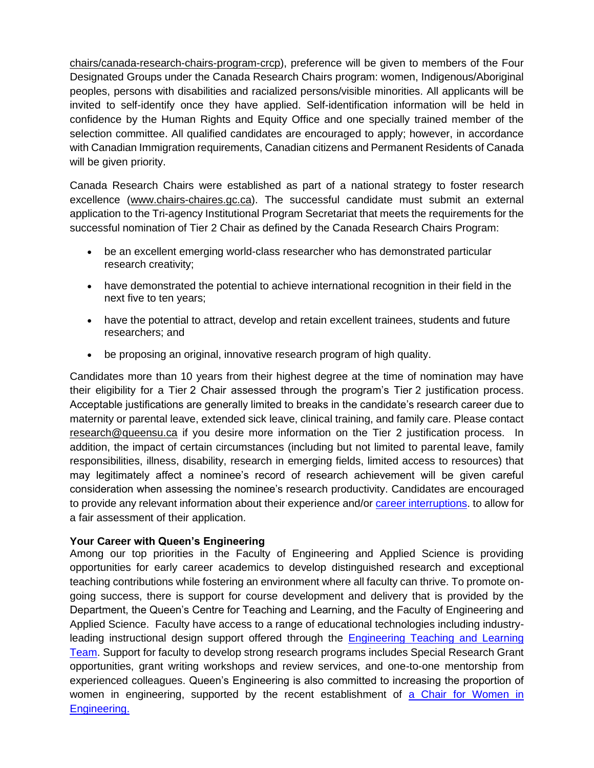chairs/canada-research-chairs-program-crcp), preference will be given to members of the Four Designated Groups under the Canada Research Chairs program: women, Indigenous/Aboriginal peoples, persons with disabilities and racialized persons/visible minorities. All applicants will be invited to self-identify once they have applied. Self-identification information will be held in confidence by the Human Rights and Equity Office and one specially trained member of the selection committee. All qualified candidates are encouraged to apply; however, in accordance with Canadian Immigration requirements, Canadian citizens and Permanent Residents of Canada will be given priority.

Canada Research Chairs were established as part of a national strategy to foster research excellence (www.chairs-chaires.gc.ca). The successful candidate must submit an external application to the Tri-agency Institutional Program Secretariat that meets the requirements for the successful nomination of Tier 2 Chair as defined by the Canada Research Chairs Program:

- be an excellent emerging world-class researcher who has demonstrated particular research creativity;
- have demonstrated the potential to achieve international recognition in their field in the next five to ten years;
- have the potential to attract, develop and retain excellent trainees, students and future researchers; and
- be proposing an original, innovative research program of high quality.

Candidates more than 10 years from their highest degree at the time of nomination may have their eligibility for a Tier 2 Chair assessed through the program's Tier 2 justification process. Acceptable justifications are generally limited to breaks in the candidate's research career due to maternity or parental leave, extended sick leave, clinical training, and family care. Please contact research@queensu.ca if you desire more information on the Tier 2 justification process. In addition, the impact of certain circumstances (including but not limited to parental leave, family responsibilities, illness, disability, research in emerging fields, limited access to resources) that may legitimately affect a nominee's record of research achievement will be given careful consideration when assessing the nominee's research productivity. Candidates are encouraged to provide any relevant information about their experience and/or career interruptions. to allow for a fair assessment of their application.

**Your Career with Queen's Engineering**

Among our top priorities in the Faculty of Engineering and Applied Science is providing opportunities for early career academics to develop distinguished research and exceptional teaching contributions while fostering an environment where all faculty can thrive. To promote on-going success, there is support for course development and delivery that is provided by the Department, the Queen's Centre for Teaching and Learning, and the Faculty of Engineering and Applied Science. Faculty have access to a range of educational technologies including industry-leading instructional design support offered through the Engineering Teaching and Learning Team. Support for faculty to develop strong research programs includes Special Research Grant opportunities, grant writing workshops and review services, and one-to-one mentorship from experienced colleagues. Queen's Engineering is also committed to increasing the proportion of women in engineering, supported by the recent establishment of a Chair for Women in Engineering.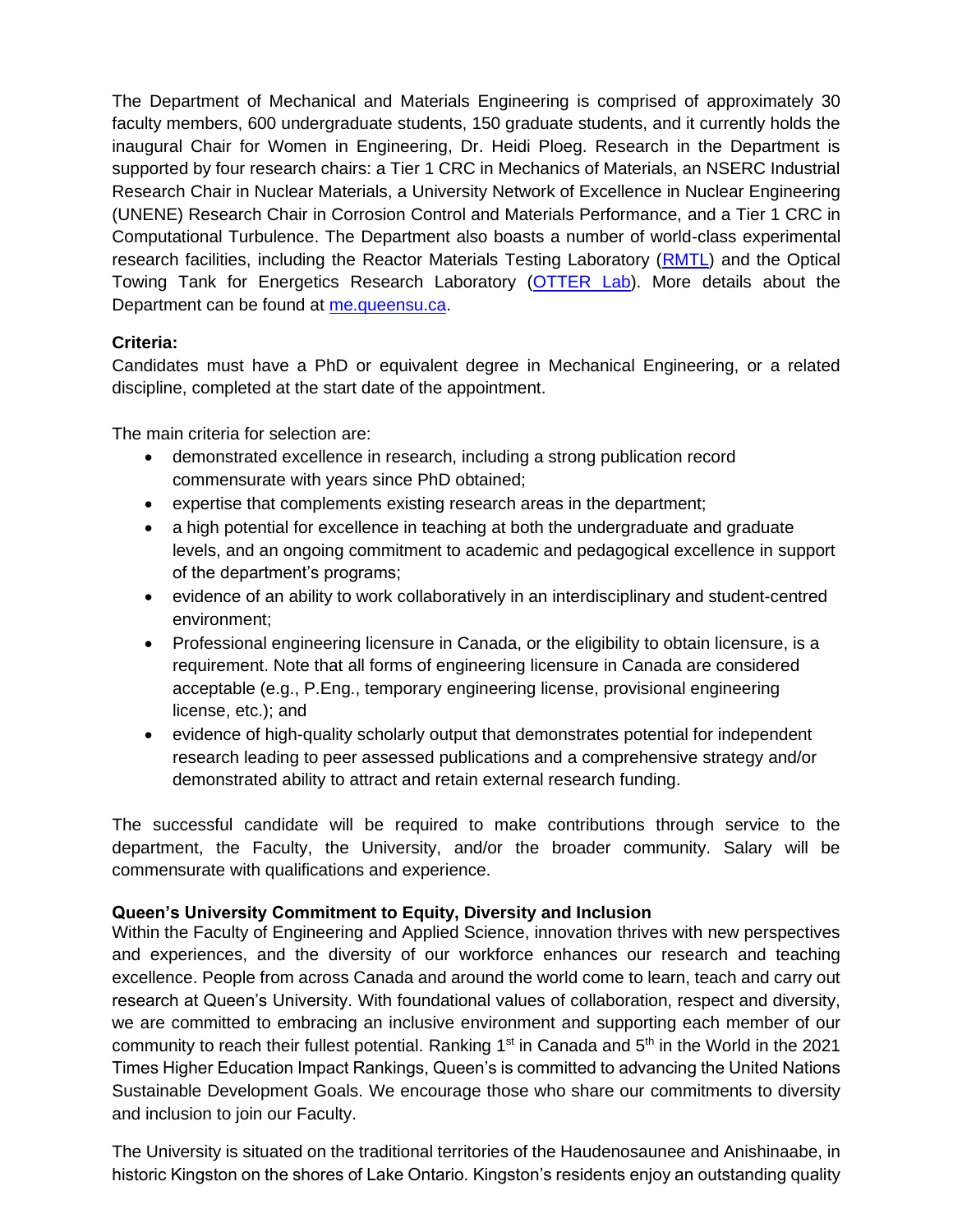The Department of Mechanical and Materials Engineering is comprised of approximately 30 faculty members, 600 undergraduate students, 150 graduate students, and it currently holds the inaugural Chair for Women in Engineering, Dr. Heidi Ploeg. Research in the Department is supported by four research chairs: a Tier 1 CRC in Mechanics of Materials, an NSERC Industrial Research Chair in Nuclear Materials, a University Network of Excellence in Nuclear Engineering (UNENE) Research Chair in Corrosion Control and Materials Performance, and a Tier 1 CRC in Computational Turbulence. The Department also boasts a number of world-class experimental research facilities, including the Reactor Materials Testing Laboratory (RMTL) and the Optical Towing Tank for Energetics Research Laboratory (OTTER Lab). More details about the Department can be found at me.queensu.ca.

**Criteria:**

Candidates must have a PhD or equivalent degree in Mechanical Engineering, or a related discipline, completed at the start date of the appointment.

The main criteria for selection are:

- demonstrated excellence in research, including a strong publication record commensurate with years since PhD obtained;
- expertise that complements existing research areas in the department;
- a high potential for excellence in teaching at both the undergraduate and graduate levels, and an ongoing commitment to academic and pedagogical excellence in support of the department's programs;
- evidence of an ability to work collaboratively in an interdisciplinary and student-centred environment;
- Professional engineering licensure in Canada, or the eligibility to obtain licensure, is a requirement. Note that all forms of engineering licensure in Canada are considered acceptable (e.g., P.Eng., temporary engineering license, provisional engineering license, etc.); and
- evidence of high-quality scholarly output that demonstrates potential for independent research leading to peer assessed publications and a comprehensive strategy and/or demonstrated ability to attract and retain external research funding.

The successful candidate will be required to make contributions through service to the department, the Faculty, the University, and/or the broader community. Salary will be commensurate with qualifications and experience.

**Queen's University Commitment to Equity, Diversity and Inclusion**

Within the Faculty of Engineering and Applied Science, innovation thrives with new perspectives and experiences, and the diversity of our workforce enhances our research and teaching excellence. People from across Canada and around the world come to learn, teach and carry out research at Queen's University. With foundational values of collaboration, respect and diversity, we are committed to embracing an inclusive environment and supporting each member of our community to reach their fullest potential. Ranking 1st in Canada and 5th in the World in the 2021 Times Higher Education Impact Rankings, Queen's is committed to advancing the United Nations Sustainable Development Goals. We encourage those who share our commitments to diversity and inclusion to join our Faculty.

The University is situated on the traditional territories of the Haudenosaunee and Anishinaabe, in historic Kingston on the shores of Lake Ontario. Kingston's residents enjoy an outstanding quality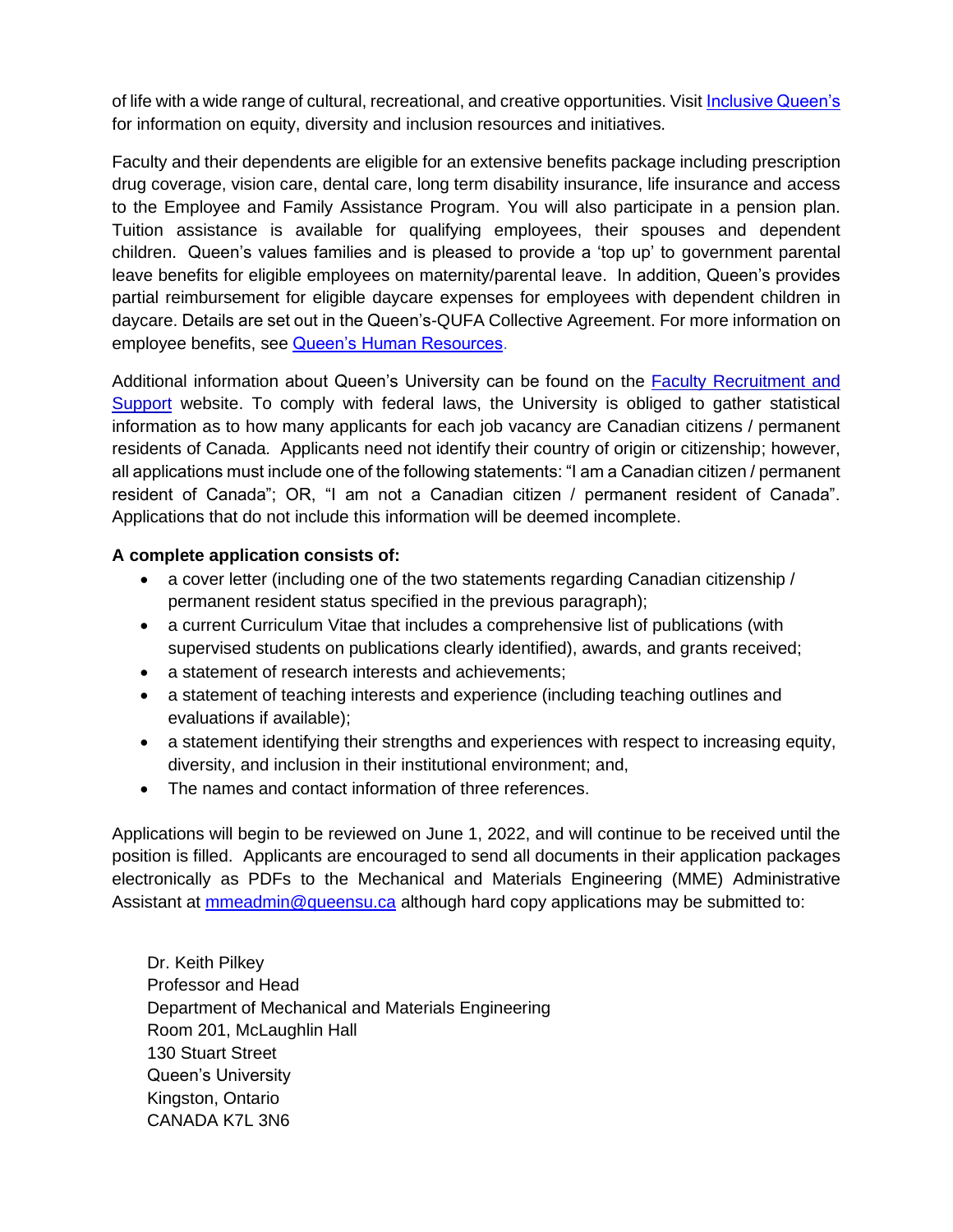of life with a wide range of cultural, recreational, and creative opportunities. Visit [Inclusive Queen's](#) for information on equity, diversity and inclusion resources and initiatives.

Faculty and their dependents are eligible for an extensive benefits package including prescription drug coverage, vision care, dental care, long term disability insurance, life insurance and access to the Employee and Family Assistance Program. You will also participate in a pension plan. Tuition assistance is available for qualifying employees, their spouses and dependent children. Queen's values families and is pleased to provide a 'top up' to government parental leave benefits for eligible employees on maternity/parental leave. In addition, Queen's provides partial reimbursement for eligible daycare expenses for employees with dependent children in daycare. Details are set out in the Queen's-QUFA Collective Agreement. For more information on employee benefits, see [Queen's Human Resources](#).

Additional information about Queen's University can be found on the [Faculty Recruitment and Support](#) website. To comply with federal laws, the University is obliged to gather statistical information as to how many applicants for each job vacancy are Canadian citizens / permanent residents of Canada. Applicants need not identify their country of origin or citizenship; however, all applications must include one of the following statements: "I am a Canadian citizen / permanent resident of Canada"; OR, "I am not a Canadian citizen / permanent resident of Canada". Applications that do not include this information will be deemed incomplete.

**A complete application consists of:**

- a cover letter (including one of the two statements regarding Canadian citizenship / permanent resident status specified in the previous paragraph);
- a current Curriculum Vitae that includes a comprehensive list of publications (with supervised students on publications clearly identified), awards, and grants received;
- a statement of research interests and achievements;
- a statement of teaching interests and experience (including teaching outlines and evaluations if available);
- a statement identifying their strengths and experiences with respect to increasing equity, diversity, and inclusion in their institutional environment; and,
- The names and contact information of three references.

Applications will begin to be reviewed on June 1, 2022, and will continue to be received until the position is filled. Applicants are encouraged to send all documents in their application packages electronically as PDFs to the Mechanical and Materials Engineering (MME) Administrative Assistant at [mmeadmin@queensu.ca](mailto:mmeadmin@queensu.ca) although hard copy applications may be submitted to:

Dr. Keith Pilkey
Professor and Head
Department of Mechanical and Materials Engineering
Room 201, McLaughlin Hall
130 Stuart Street
Queen's University
Kingston, Ontario
CANADA K7L 3N6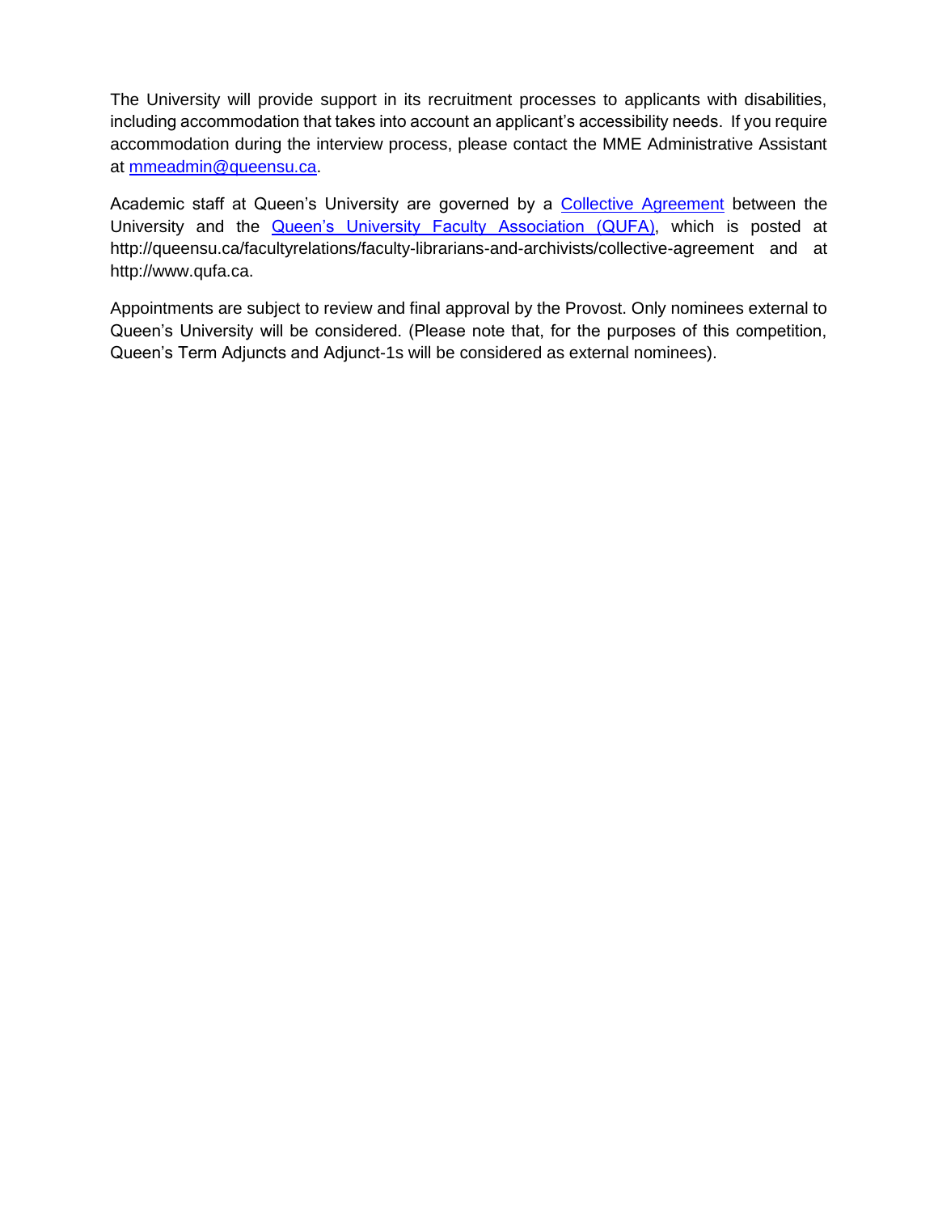The University will provide support in its recruitment processes to applicants with disabilities, including accommodation that takes into account an applicant's accessibility needs. If you require accommodation during the interview process, please contact the MME Administrative Assistant at [mmeadmin@queensu.ca](mailto:mmeadmin@queensu.ca).

Academic staff at Queen's University are governed by a [Collective Agreement](http://queensu.ca/facultyrelations/faculty-librarians-and-archivists/collective-agreement) between the University and the [Queen's University Faculty Association (QUFA)](http://www.qufa.ca), which is posted at http://queensu.ca/facultyrelations/faculty-librarians-and-archivists/collective-agreement and at http://www.qufa.ca.

Appointments are subject to review and final approval by the Provost. Only nominees external to Queen's University will be considered. (Please note that, for the purposes of this competition, Queen's Term Adjuncts and Adjunct-1s will be considered as external nominees).